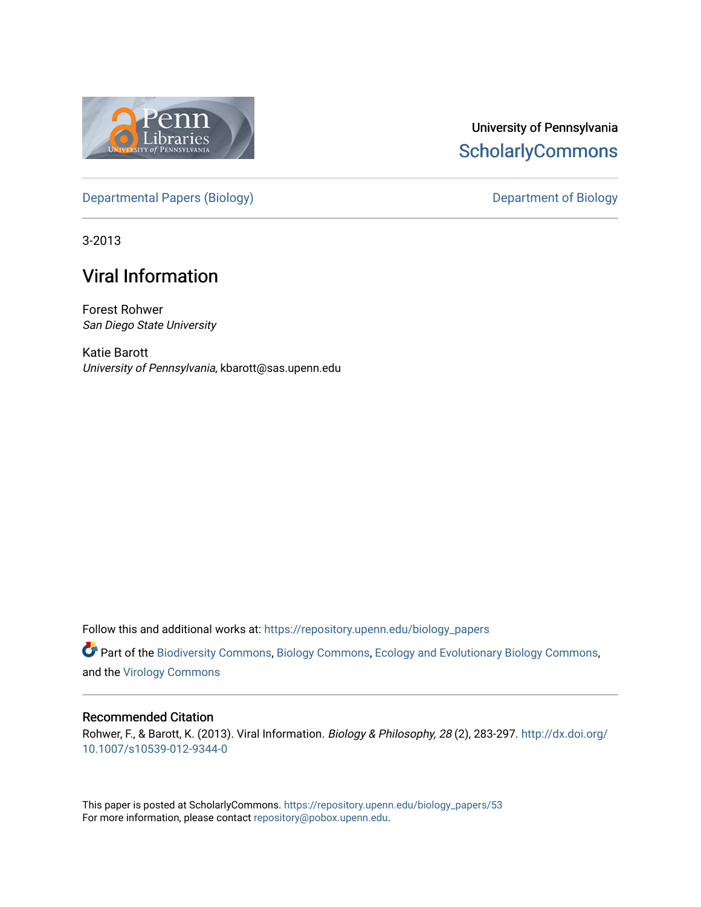University of Pennsylvania
ScholarlyCommons

Departmental Papers (Biology)

Department of Biology

3-2013

# Viral Information

Forest Rohwer
*San Diego State University*

Katie Barott
*University of Pennsylvania*, kbarott@sas.upenn.edu

Follow this and additional works at: https://repository.upenn.edu/biology_papers

Part of the Biodiversity Commons, Biology Commons, Ecology and Evolutionary Biology Commons, and the Virology Commons

## Recommended Citation

Rohwer, F., & Barott, K. (2013). Viral Information. *Biology & Philosophy, 28* (2), 283-297. http://dx.doi.org/10.1007/s10539-012-9344-0

This paper is posted at ScholarlyCommons. https://repository.upenn.edu/biology_papers/53
For more information, please contact repository@pobox.upenn.edu.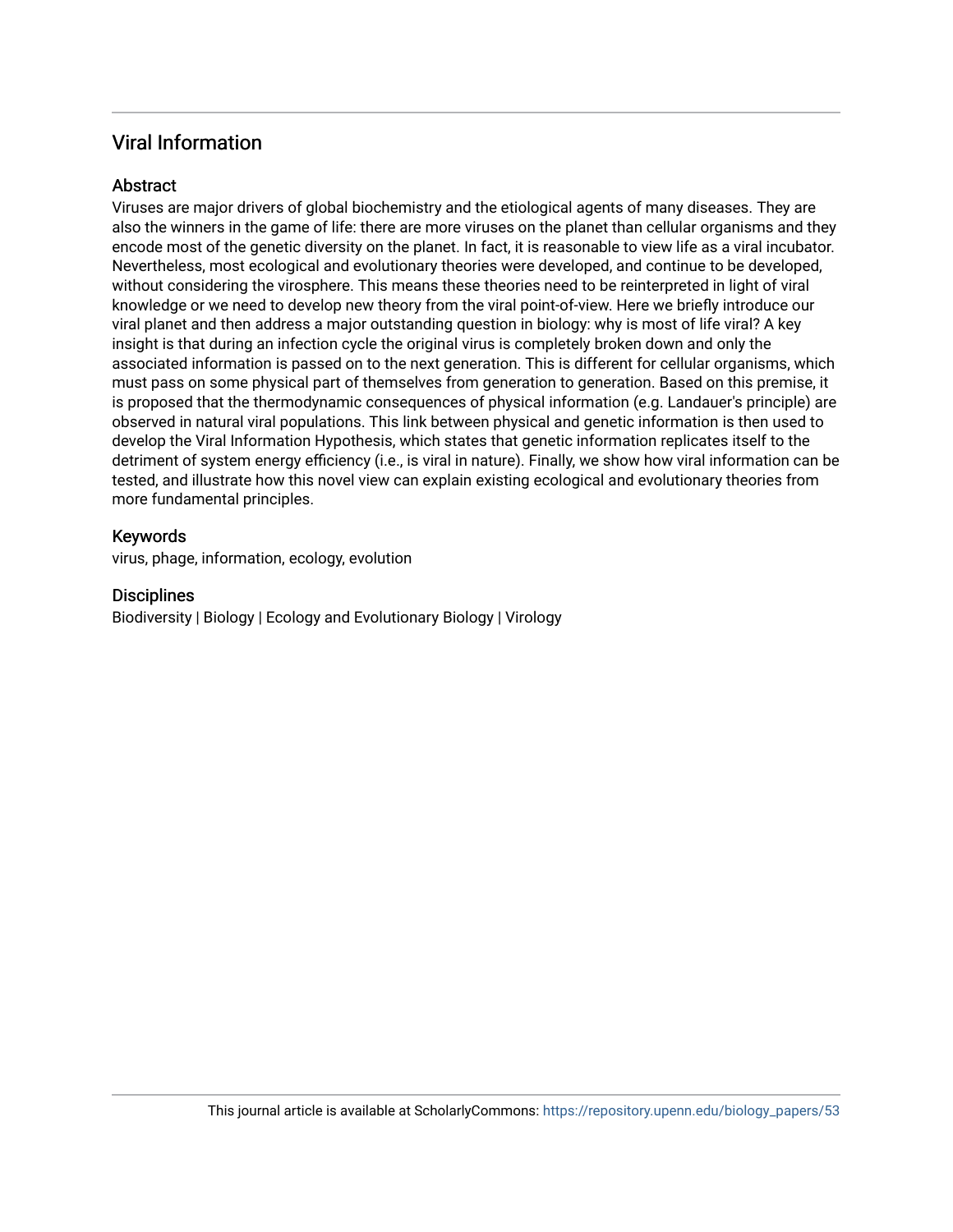## Viral Information

### Abstract

Viruses are major drivers of global biochemistry and the etiological agents of many diseases. They are also the winners in the game of life: there are more viruses on the planet than cellular organisms and they encode most of the genetic diversity on the planet. In fact, it is reasonable to view life as a viral incubator. Nevertheless, most ecological and evolutionary theories were developed, and continue to be developed, without considering the virosphere. This means these theories need to be reinterpreted in light of viral knowledge or we need to develop new theory from the viral point-of-view. Here we briefly introduce our viral planet and then address a major outstanding question in biology: why is most of life viral? A key insight is that during an infection cycle the original virus is completely broken down and only the associated information is passed on to the next generation. This is different for cellular organisms, which must pass on some physical part of themselves from generation to generation. Based on this premise, it is proposed that the thermodynamic consequences of physical information (e.g. Landauer's principle) are observed in natural viral populations. This link between physical and genetic information is then used to develop the Viral Information Hypothesis, which states that genetic information replicates itself to the detriment of system energy efficiency (i.e., is viral in nature). Finally, we show how viral information can be tested, and illustrate how this novel view can explain existing ecological and evolutionary theories from more fundamental principles.

### Keywords

virus, phage, information, ecology, evolution

### Disciplines

Biodiversity | Biology | Ecology and Evolutionary Biology | Virology

This journal article is available at ScholarlyCommons: https://repository.upenn.edu/biology_papers/53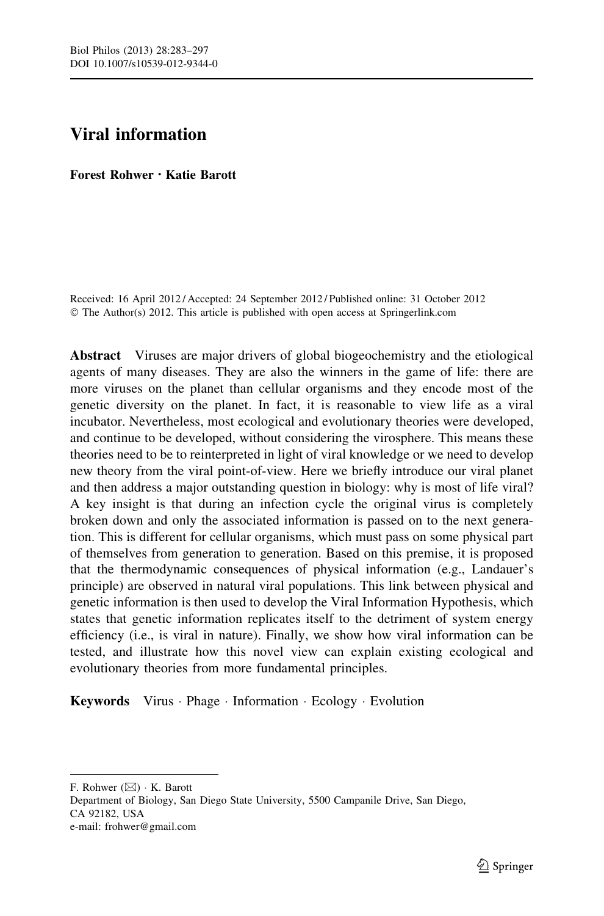# Viral information

**Forest Rohwer · Katie Barott**

Received: 16 April 2012 / Accepted: 24 September 2012 / Published online: 31 October 2012
© The Author(s) 2012. This article is published with open access at Springerlink.com

**Abstract** Viruses are major drivers of global biogeochemistry and the etiological agents of many diseases. They are also the winners in the game of life: there are more viruses on the planet than cellular organisms and they encode most of the genetic diversity on the planet. In fact, it is reasonable to view life as a viral incubator. Nevertheless, most ecological and evolutionary theories were developed, and continue to be developed, without considering the virosphere. This means these theories need to be to reinterpreted in light of viral knowledge or we need to develop new theory from the viral point-of-view. Here we briefly introduce our viral planet and then address a major outstanding question in biology: why is most of life viral? A key insight is that during an infection cycle the original virus is completely broken down and only the associated information is passed on to the next generation. This is different for cellular organisms, which must pass on some physical part of themselves from generation to generation. Based on this premise, it is proposed that the thermodynamic consequences of physical information (e.g., Landauer's principle) are observed in natural viral populations. This link between physical and genetic information is then used to develop the Viral Information Hypothesis, which states that genetic information replicates itself to the detriment of system energy efficiency (i.e., is viral in nature). Finally, we show how viral information can be tested, and illustrate how this novel view can explain existing ecological and evolutionary theories from more fundamental principles.

**Keywords** Virus · Phage · Information · Ecology · Evolution

---

F. Rohwer (✉) · K. Barott
Department of Biology, San Diego State University, 5500 Campanile Drive, San Diego, CA 92182, USA
e-mail: frohwer@gmail.com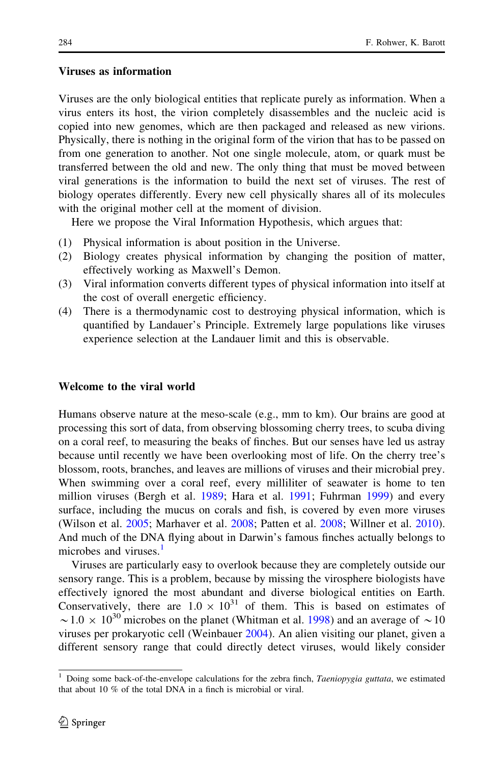### Viruses as information

Viruses are the only biological entities that replicate purely as information. When a virus enters its host, the virion completely disassembles and the nucleic acid is copied into new genomes, which are then packaged and released as new virions. Physically, there is nothing in the original form of the virion that has to be passed on from one generation to another. Not one single molecule, atom, or quark must be transferred between the old and new. The only thing that must be moved between viral generations is the information to build the next set of viruses. The rest of biology operates differently. Every new cell physically shares all of its molecules with the original mother cell at the moment of division.

Here we propose the Viral Information Hypothesis, which argues that:

(1) Physical information is about position in the Universe.
(2) Biology creates physical information by changing the position of matter, effectively working as Maxwell's Demon.
(3) Viral information converts different types of physical information into itself at the cost of overall energetic efficiency.
(4) There is a thermodynamic cost to destroying physical information, which is quantified by Landauer's Principle. Extremely large populations like viruses experience selection at the Landauer limit and this is observable.

### Welcome to the viral world

Humans observe nature at the meso-scale (e.g., mm to km). Our brains are good at processing this sort of data, from observing blossoming cherry trees, to scuba diving on a coral reef, to measuring the beaks of finches. But our senses have led us astray because until recently we have been overlooking most of life. On the cherry tree's blossom, roots, branches, and leaves are millions of viruses and their microbial prey. When swimming over a coral reef, every milliliter of seawater is home to ten million viruses (Bergh et al. 1989; Hara et al. 1991; Fuhrman 1999) and every surface, including the mucus on corals and fish, is covered by even more viruses (Wilson et al. 2005; Marhaver et al. 2008; Patten et al. 2008; Willner et al. 2010). And much of the DNA flying about in Darwin's famous finches actually belongs to microbes and viruses.[1]

Viruses are particularly easy to overlook because they are completely outside our sensory range. This is a problem, because by missing the virosphere biologists have effectively ignored the most abundant and diverse biological entities on Earth. Conservatively, there are $1.0 \times 10^{31}$ of them. This is based on estimates of $\sim 1.0 \times 10^{30}$ microbes on the planet (Whitman et al. 1998) and an average of $\sim 10$ viruses per prokaryotic cell (Weinbauer 2004). An alien visiting our planet, given a different sensory range that could directly detect viruses, would likely consider

[1] Doing some back-of-the-envelope calculations for the zebra finch, *Taeniopygia guttata*, we estimated that about 10 % of the total DNA in a finch is microbial or viral.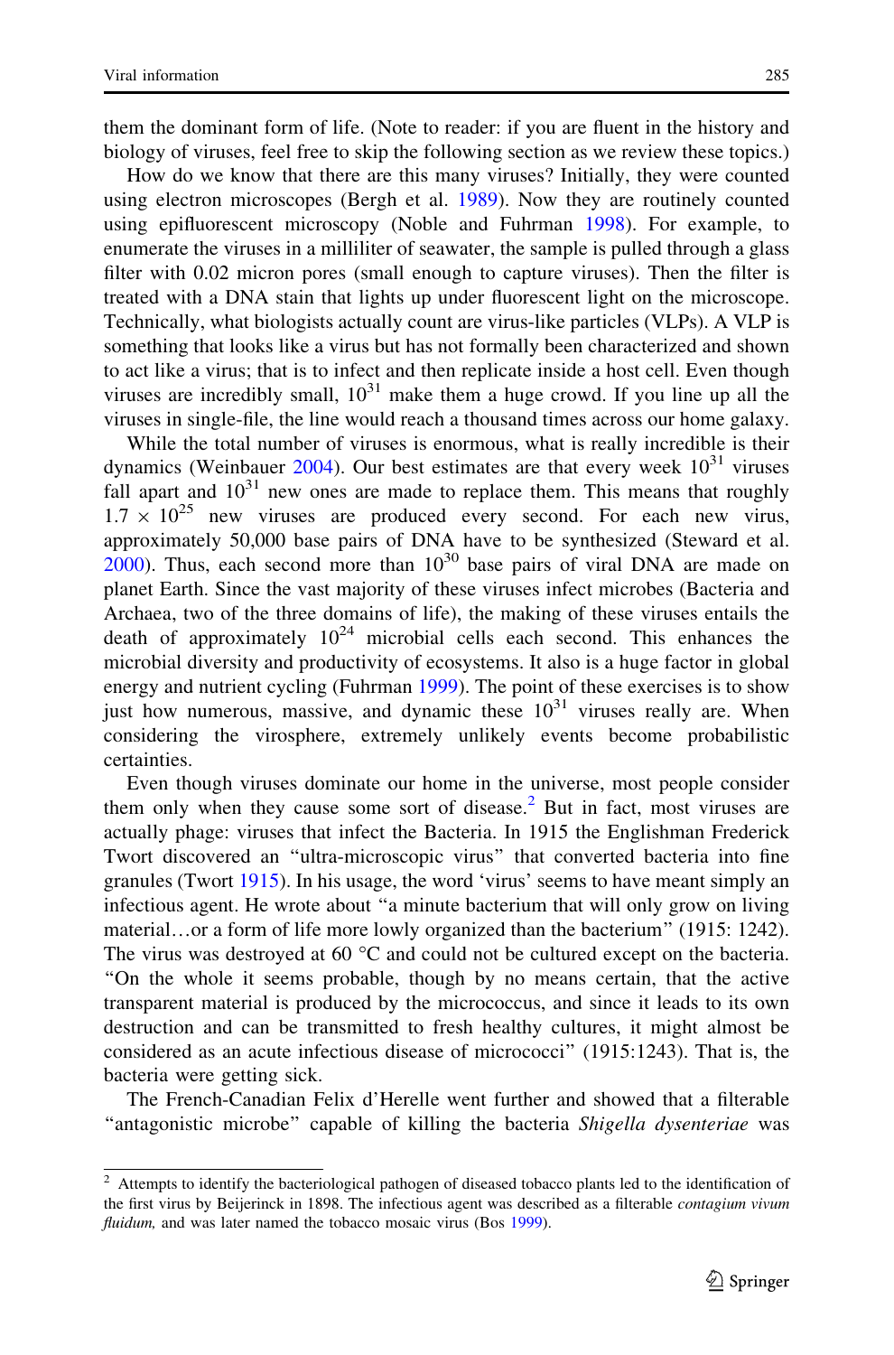them the dominant form of life. (Note to reader: if you are fluent in the history and biology of viruses, feel free to skip the following section as we review these topics.)

How do we know that there are this many viruses? Initially, they were counted using electron microscopes (Bergh et al. 1989). Now they are routinely counted using epifluorescent microscopy (Noble and Fuhrman 1998). For example, to enumerate the viruses in a milliliter of seawater, the sample is pulled through a glass filter with 0.02 micron pores (small enough to capture viruses). Then the filter is treated with a DNA stain that lights up under fluorescent light on the microscope. Technically, what biologists actually count are virus-like particles (VLPs). A VLP is something that looks like a virus but has not formally been characterized and shown to act like a virus; that is to infect and then replicate inside a host cell. Even though viruses are incredibly small, $10^{31}$ make them a huge crowd. If you line up all the viruses in single-file, the line would reach a thousand times across our home galaxy.

While the total number of viruses is enormous, what is really incredible is their dynamics (Weinbauer 2004). Our best estimates are that every week $10^{31}$ viruses fall apart and $10^{31}$ new ones are made to replace them. This means that roughly $1.7 \times 10^{25}$ new viruses are produced every second. For each new virus, approximately 50,000 base pairs of DNA have to be synthesized (Steward et al. 2000). Thus, each second more than $10^{30}$ base pairs of viral DNA are made on planet Earth. Since the vast majority of these viruses infect microbes (Bacteria and Archaea, two of the three domains of life), the making of these viruses entails the death of approximately $10^{24}$ microbial cells each second. This enhances the microbial diversity and productivity of ecosystems. It also is a huge factor in global energy and nutrient cycling (Fuhrman 1999). The point of these exercises is to show just how numerous, massive, and dynamic these $10^{31}$ viruses really are. When considering the virosphere, extremely unlikely events become probabilistic certainties.

Even though viruses dominate our home in the universe, most people consider them only when they cause some sort of disease.[2] But in fact, most viruses are actually phage: viruses that infect the Bacteria. In 1915 the Englishman Frederick Twort discovered an "ultra-microscopic virus" that converted bacteria into fine granules (Twort 1915). In his usage, the word 'virus' seems to have meant simply an infectious agent. He wrote about "a minute bacterium that will only grow on living material…or a form of life more lowly organized than the bacterium" (1915: 1242). The virus was destroyed at 60 °C and could not be cultured except on the bacteria. "On the whole it seems probable, though by no means certain, that the active transparent material is produced by the micrococcus, and since it leads to its own destruction and can be transmitted to fresh healthy cultures, it might almost be considered as an acute infectious disease of micrococci" (1915:1243). That is, the bacteria were getting sick.

The French-Canadian Felix d'Herelle went further and showed that a filterable "antagonistic microbe" capable of killing the bacteria *Shigella dysenteriae* was

[2] Attempts to identify the bacteriological pathogen of diseased tobacco plants led to the identification of the first virus by Beijerinck in 1898. The infectious agent was described as a filterable *contagium vivum fluidum,* and was later named the tobacco mosaic virus (Bos 1999).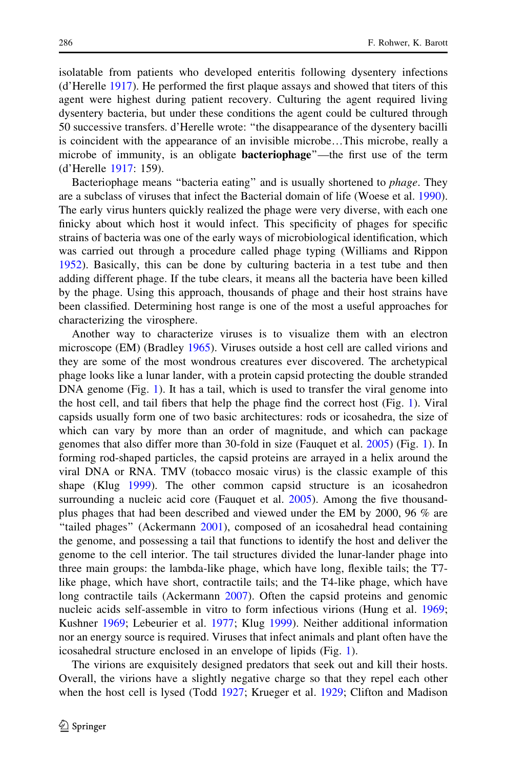isolatable from patients who developed enteritis following dysentery infections (d'Herelle 1917). He performed the first plaque assays and showed that titers of this agent were highest during patient recovery. Culturing the agent required living dysentery bacteria, but under these conditions the agent could be cultured through 50 successive transfers. d'Herelle wrote: "the disappearance of the dysentery bacilli is coincident with the appearance of an invisible microbe…This microbe, really a microbe of immunity, is an obligate **bacteriophage**"—the first use of the term (d'Herelle 1917: 159).

Bacteriophage means "bacteria eating" and is usually shortened to *phage*. They are a subclass of viruses that infect the Bacterial domain of life (Woese et al. 1990). The early virus hunters quickly realized the phage were very diverse, with each one finicky about which host it would infect. This specificity of phages for specific strains of bacteria was one of the early ways of microbiological identification, which was carried out through a procedure called phage typing (Williams and Rippon 1952). Basically, this can be done by culturing bacteria in a test tube and then adding different phage. If the tube clears, it means all the bacteria have been killed by the phage. Using this approach, thousands of phage and their host strains have been classified. Determining host range is one of the most a useful approaches for characterizing the virosphere.

Another way to characterize viruses is to visualize them with an electron microscope (EM) (Bradley 1965). Viruses outside a host cell are called virions and they are some of the most wondrous creatures ever discovered. The archetypical phage looks like a lunar lander, with a protein capsid protecting the double stranded DNA genome (Fig. 1). It has a tail, which is used to transfer the viral genome into the host cell, and tail fibers that help the phage find the correct host (Fig. 1). Viral capsids usually form one of two basic architectures: rods or icosahedra, the size of which can vary by more than an order of magnitude, and which can package genomes that also differ more than 30-fold in size (Fauquet et al. 2005) (Fig. 1). In forming rod-shaped particles, the capsid proteins are arrayed in a helix around the viral DNA or RNA. TMV (tobacco mosaic virus) is the classic example of this shape (Klug 1999). The other common capsid structure is an icosahedron surrounding a nucleic acid core (Fauquet et al. 2005). Among the five thousand-plus phages that had been described and viewed under the EM by 2000, 96 % are "tailed phages" (Ackermann 2001), composed of an icosahedral head containing the genome, and possessing a tail that functions to identify the host and deliver the genome to the cell interior. The tail structures divided the lunar-lander phage into three main groups: the lambda-like phage, which have long, flexible tails; the T7-like phage, which have short, contractile tails; and the T4-like phage, which have long contractile tails (Ackermann 2007). Often the capsid proteins and genomic nucleic acids self-assemble in vitro to form infectious virions (Hung et al. 1969; Kushner 1969; Lebeurier et al. 1977; Klug 1999). Neither additional information nor an energy source is required. Viruses that infect animals and plant often have the icosahedral structure enclosed in an envelope of lipids (Fig. 1).

The virions are exquisitely designed predators that seek out and kill their hosts. Overall, the virions have a slightly negative charge so that they repel each other when the host cell is lysed (Todd 1927; Krueger et al. 1929; Clifton and Madison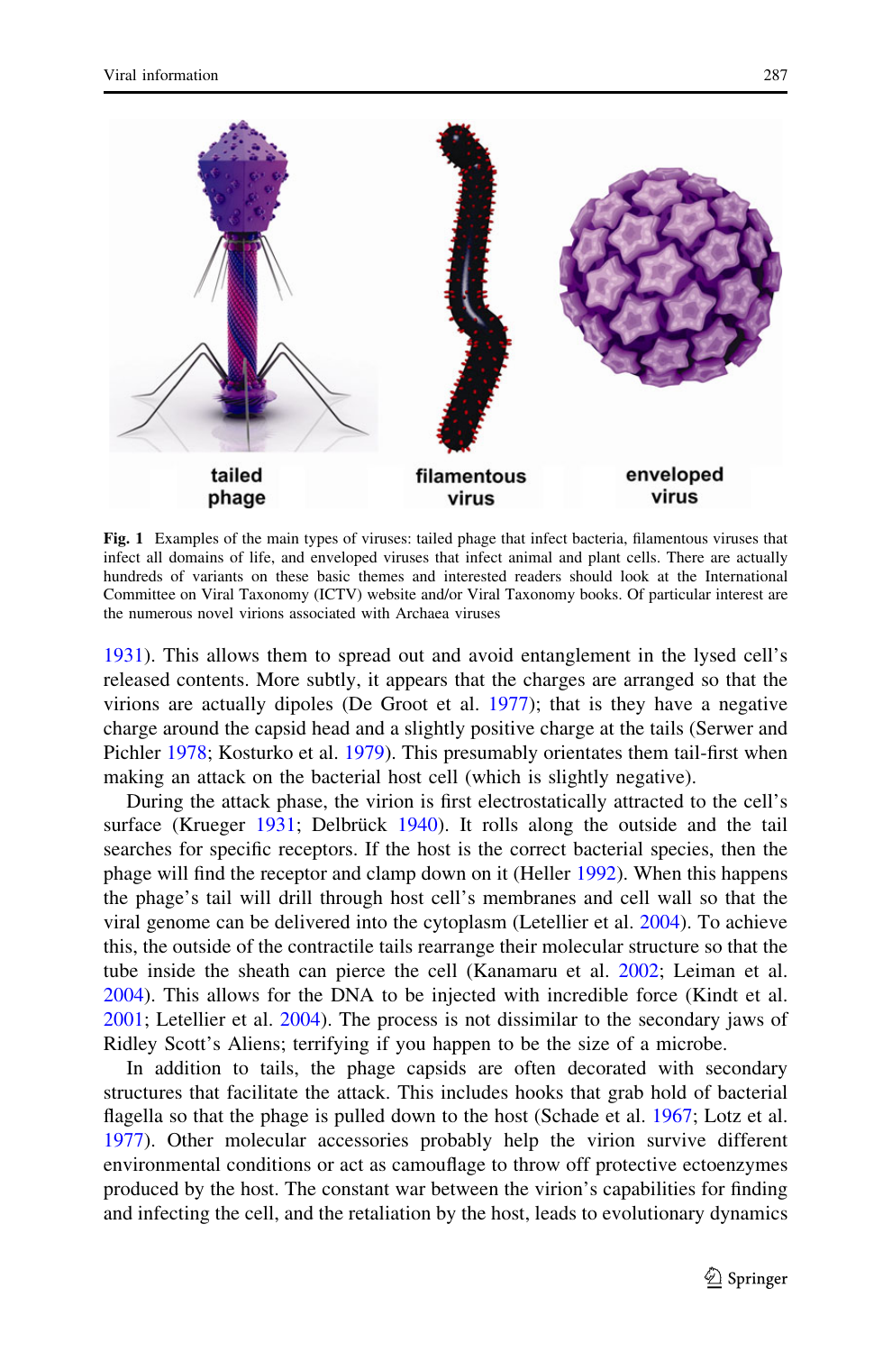**Fig. 1** Examples of the main types of viruses: tailed phage that infect bacteria, filamentous viruses that infect all domains of life, and enveloped viruses that infect animal and plant cells. There are actually hundreds of variants on these basic themes and interested readers should look at the International Committee on Viral Taxonomy (ICTV) website and/or Viral Taxonomy books. Of particular interest are the numerous novel virions associated with Archaea viruses

1931). This allows them to spread out and avoid entanglement in the lysed cell's released contents. More subtly, it appears that the charges are arranged so that the virions are actually dipoles (De Groot et al. 1977); that is they have a negative charge around the capsid head and a slightly positive charge at the tails (Serwer and Pichler 1978; Kosturko et al. 1979). This presumably orientates them tail-first when making an attack on the bacterial host cell (which is slightly negative).

During the attack phase, the virion is first electrostatically attracted to the cell's surface (Krueger 1931; Delbrück 1940). It rolls along the outside and the tail searches for specific receptors. If the host is the correct bacterial species, then the phage will find the receptor and clamp down on it (Heller 1992). When this happens the phage's tail will drill through host cell's membranes and cell wall so that the viral genome can be delivered into the cytoplasm (Letellier et al. 2004). To achieve this, the outside of the contractile tails rearrange their molecular structure so that the tube inside the sheath can pierce the cell (Kanamaru et al. 2002; Leiman et al. 2004). This allows for the DNA to be injected with incredible force (Kindt et al. 2001; Letellier et al. 2004). The process is not dissimilar to the secondary jaws of Ridley Scott's Aliens; terrifying if you happen to be the size of a microbe.

In addition to tails, the phage capsids are often decorated with secondary structures that facilitate the attack. This includes hooks that grab hold of bacterial flagella so that the phage is pulled down to the host (Schade et al. 1967; Lotz et al. 1977). Other molecular accessories probably help the virion survive different environmental conditions or act as camouflage to throw off protective ectoenzymes produced by the host. The constant war between the virion's capabilities for finding and infecting the cell, and the retaliation by the host, leads to evolutionary dynamics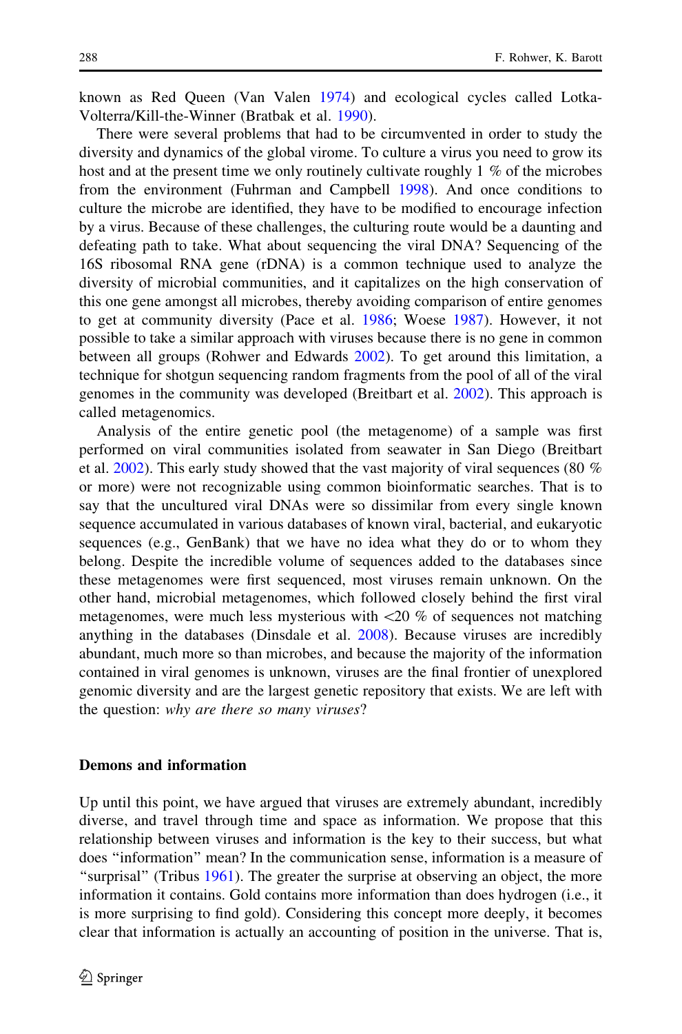known as Red Queen (Van Valen 1974) and ecological cycles called Lotka-Volterra/Kill-the-Winner (Bratbak et al. 1990).

There were several problems that had to be circumvented in order to study the diversity and dynamics of the global virome. To culture a virus you need to grow its host and at the present time we only routinely cultivate roughly 1 % of the microbes from the environment (Fuhrman and Campbell 1998). And once conditions to culture the microbe are identified, they have to be modified to encourage infection by a virus. Because of these challenges, the culturing route would be a daunting and defeating path to take. What about sequencing the viral DNA? Sequencing of the 16S ribosomal RNA gene (rDNA) is a common technique used to analyze the diversity of microbial communities, and it capitalizes on the high conservation of this one gene amongst all microbes, thereby avoiding comparison of entire genomes to get at community diversity (Pace et al. 1986; Woese 1987). However, it not possible to take a similar approach with viruses because there is no gene in common between all groups (Rohwer and Edwards 2002). To get around this limitation, a technique for shotgun sequencing random fragments from the pool of all of the viral genomes in the community was developed (Breitbart et al. 2002). This approach is called metagenomics.

Analysis of the entire genetic pool (the metagenome) of a sample was first performed on viral communities isolated from seawater in San Diego (Breitbart et al. 2002). This early study showed that the vast majority of viral sequences (80 % or more) were not recognizable using common bioinformatic searches. That is to say that the uncultured viral DNAs were so dissimilar from every single known sequence accumulated in various databases of known viral, bacterial, and eukaryotic sequences (e.g., GenBank) that we have no idea what they do or to whom they belong. Despite the incredible volume of sequences added to the databases since these metagenomes were first sequenced, most viruses remain unknown. On the other hand, microbial metagenomes, which followed closely behind the first viral metagenomes, were much less mysterious with <20 % of sequences not matching anything in the databases (Dinsdale et al. 2008). Because viruses are incredibly abundant, much more so than microbes, and because the majority of the information contained in viral genomes is unknown, viruses are the final frontier of unexplored genomic diversity and are the largest genetic repository that exists. We are left with the question: *why are there so many viruses*?

## Demons and information

Up until this point, we have argued that viruses are extremely abundant, incredibly diverse, and travel through time and space as information. We propose that this relationship between viruses and information is the key to their success, but what does "information" mean? In the communication sense, information is a measure of "surprisal" (Tribus 1961). The greater the surprise at observing an object, the more information it contains. Gold contains more information than does hydrogen (i.e., it is more surprising to find gold). Considering this concept more deeply, it becomes clear that information is actually an accounting of position in the universe. That is,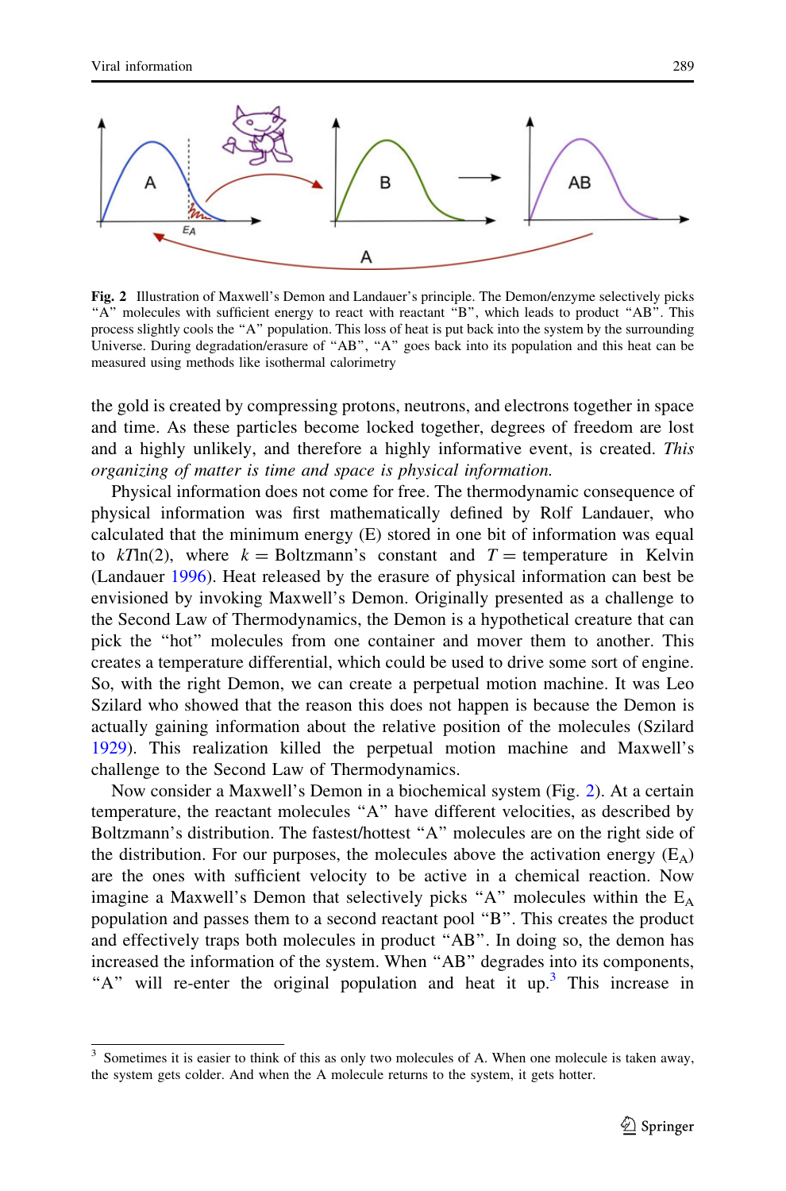A

B

AB

$E_A$

A

**Fig. 2** Illustration of Maxwell's Demon and Landauer's principle. The Demon/enzyme selectively picks "A" molecules with sufficient energy to react with reactant "B", which leads to product "AB". This process slightly cools the "A" population. This loss of heat is put back into the system by the surrounding Universe. During degradation/erasure of "AB", "A" goes back into its population and this heat can be measured using methods like isothermal calorimetry

the gold is created by compressing protons, neutrons, and electrons together in space and time. As these particles become locked together, degrees of freedom are lost and a highly unlikely, and therefore a highly informative event, is created. *This organizing of matter is time and space is physical information.*

Physical information does not come for free. The thermodynamic consequence of physical information was first mathematically defined by Rolf Landauer, who calculated that the minimum energy (E) stored in one bit of information was equal to $kT\ln(2)$, where $k =$ Boltzmann's constant and $T =$ temperature in Kelvin (Landauer 1996). Heat released by the erasure of physical information can best be envisioned by invoking Maxwell's Demon. Originally presented as a challenge to the Second Law of Thermodynamics, the Demon is a hypothetical creature that can pick the "hot" molecules from one container and mover them to another. This creates a temperature differential, which could be used to drive some sort of engine. So, with the right Demon, we can create a perpetual motion machine. It was Leo Szilard who showed that the reason this does not happen is because the Demon is actually gaining information about the relative position of the molecules (Szilard 1929). This realization killed the perpetual motion machine and Maxwell's challenge to the Second Law of Thermodynamics.

Now consider a Maxwell's Demon in a biochemical system (Fig. 2). At a certain temperature, the reactant molecules "A" have different velocities, as described by Boltzmann's distribution. The fastest/hottest "A" molecules are on the right side of the distribution. For our purposes, the molecules above the activation energy ($E_A$) are the ones with sufficient velocity to be active in a chemical reaction. Now imagine a Maxwell's Demon that selectively picks "A" molecules within the $E_A$ population and passes them to a second reactant pool "B". This creates the product and effectively traps both molecules in product "AB". In doing so, the demon has increased the information of the system. When "AB" degrades into its components, "A" will re-enter the original population and heat it up.[3] This increase in

[3] Sometimes it is easier to think of this as only two molecules of A. When one molecule is taken away, the system gets colder. And when the A molecule returns to the system, it gets hotter.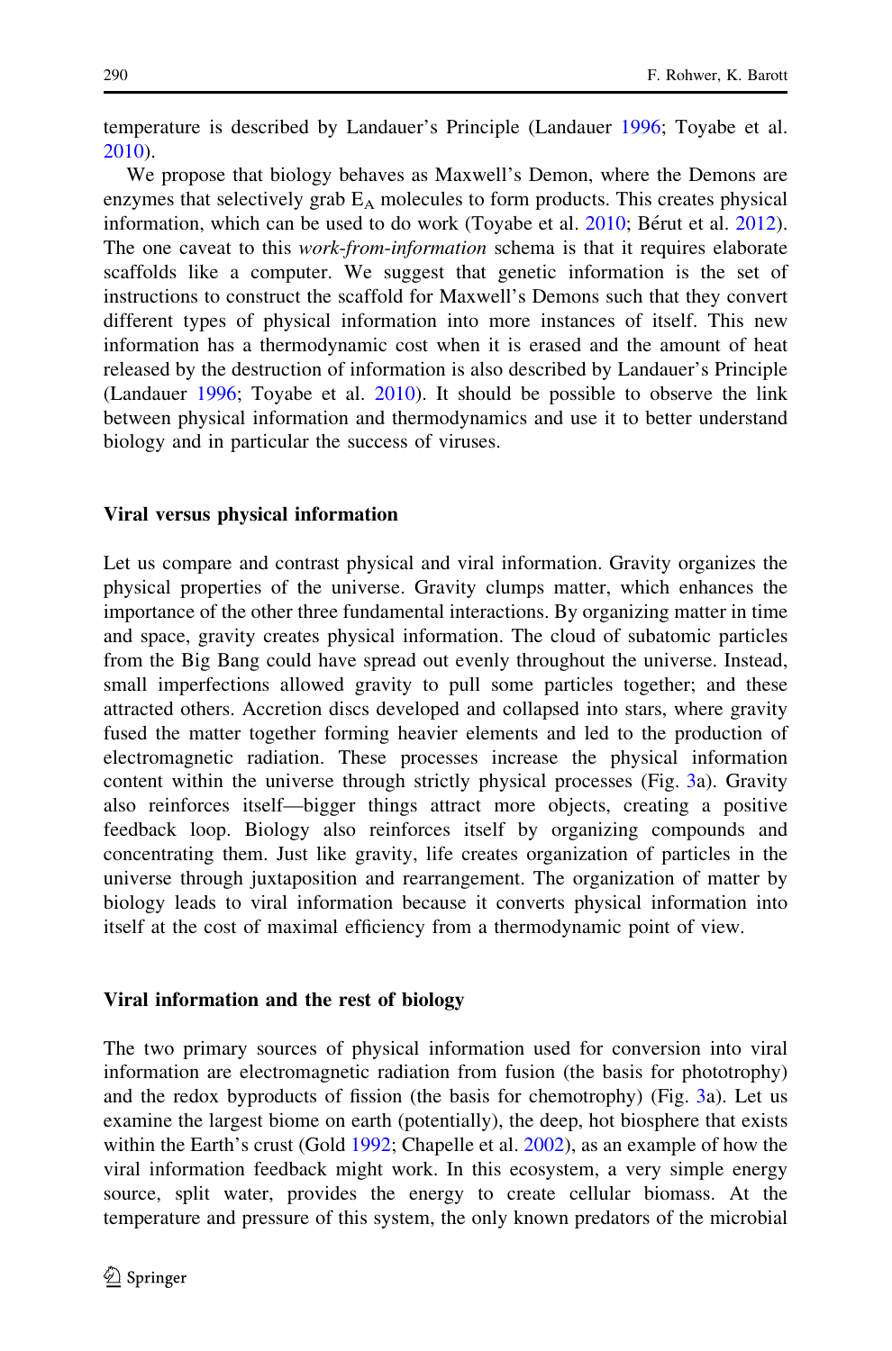temperature is described by Landauer's Principle (Landauer 1996; Toyabe et al. 2010).

We propose that biology behaves as Maxwell's Demon, where the Demons are enzymes that selectively grab $E_A$ molecules to form products. This creates physical information, which can be used to do work (Toyabe et al. 2010; Bérut et al. 2012). The one caveat to this *work-from-information* schema is that it requires elaborate scaffolds like a computer. We suggest that genetic information is the set of instructions to construct the scaffold for Maxwell's Demons such that they convert different types of physical information into more instances of itself. This new information has a thermodynamic cost when it is erased and the amount of heat released by the destruction of information is also described by Landauer's Principle (Landauer 1996; Toyabe et al. 2010). It should be possible to observe the link between physical information and thermodynamics and use it to better understand biology and in particular the success of viruses.

### Viral versus physical information

Let us compare and contrast physical and viral information. Gravity organizes the physical properties of the universe. Gravity clumps matter, which enhances the importance of the other three fundamental interactions. By organizing matter in time and space, gravity creates physical information. The cloud of subatomic particles from the Big Bang could have spread out evenly throughout the universe. Instead, small imperfections allowed gravity to pull some particles together; and these attracted others. Accretion discs developed and collapsed into stars, where gravity fused the matter together forming heavier elements and led to the production of electromagnetic radiation. These processes increase the physical information content within the universe through strictly physical processes (Fig. 3a). Gravity also reinforces itself—bigger things attract more objects, creating a positive feedback loop. Biology also reinforces itself by organizing compounds and concentrating them. Just like gravity, life creates organization of particles in the universe through juxtaposition and rearrangement. The organization of matter by biology leads to viral information because it converts physical information into itself at the cost of maximal efficiency from a thermodynamic point of view.

### Viral information and the rest of biology

The two primary sources of physical information used for conversion into viral information are electromagnetic radiation from fusion (the basis for phototrophy) and the redox byproducts of fission (the basis for chemotrophy) (Fig. 3a). Let us examine the largest biome on earth (potentially), the deep, hot biosphere that exists within the Earth's crust (Gold 1992; Chapelle et al. 2002), as an example of how the viral information feedback might work. In this ecosystem, a very simple energy source, split water, provides the energy to create cellular biomass. At the temperature and pressure of this system, the only known predators of the microbial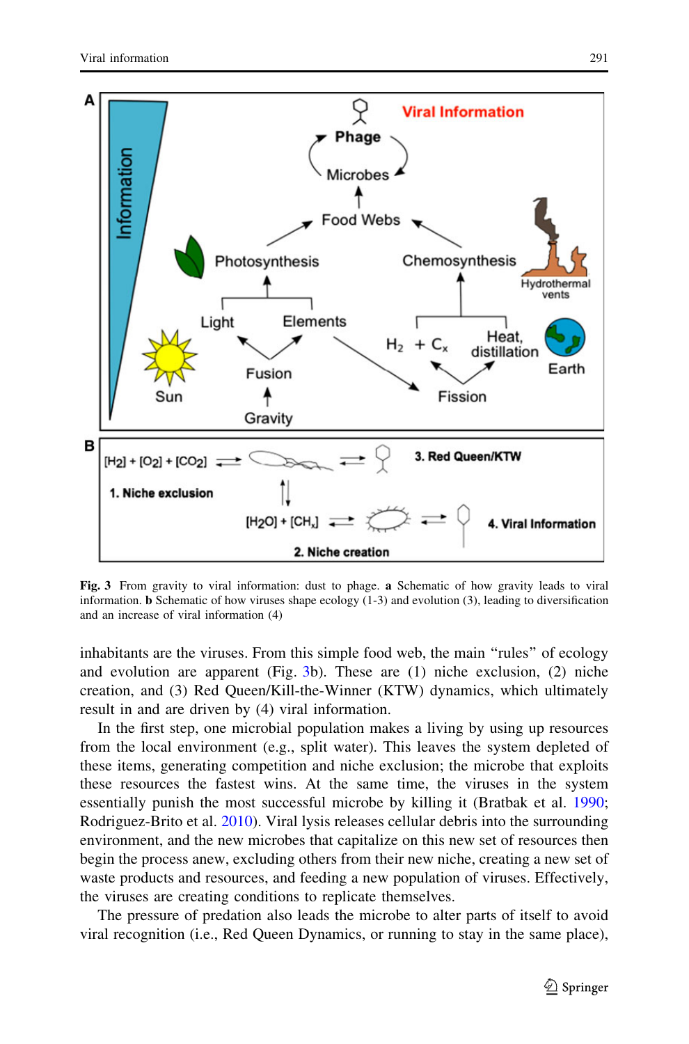Fig. 3 From gravity to viral information: dust to phage. **a** Schematic of how gravity leads to viral information. **b** Schematic of how viruses shape ecology (1-3) and evolution (3), leading to diversification and an increase of viral information (4)

inhabitants are the viruses. From this simple food web, the main "rules" of ecology and evolution are apparent (Fig. 3b). These are (1) niche exclusion, (2) niche creation, and (3) Red Queen/Kill-the-Winner (KTW) dynamics, which ultimately result in and are driven by (4) viral information.

In the first step, one microbial population makes a living by using up resources from the local environment (e.g., split water). This leaves the system depleted of these items, generating competition and niche exclusion; the microbe that exploits these resources the fastest wins. At the same time, the viruses in the system essentially punish the most successful microbe by killing it (Bratbak et al. 1990; Rodriguez-Brito et al. 2010). Viral lysis releases cellular debris into the surrounding environment, and the new microbes that capitalize on this new set of resources then begin the process anew, excluding others from their new niche, creating a new set of waste products and resources, and feeding a new population of viruses. Effectively, the viruses are creating conditions to replicate themselves.

The pressure of predation also leads the microbe to alter parts of itself to avoid viral recognition (i.e., Red Queen Dynamics, or running to stay in the same place),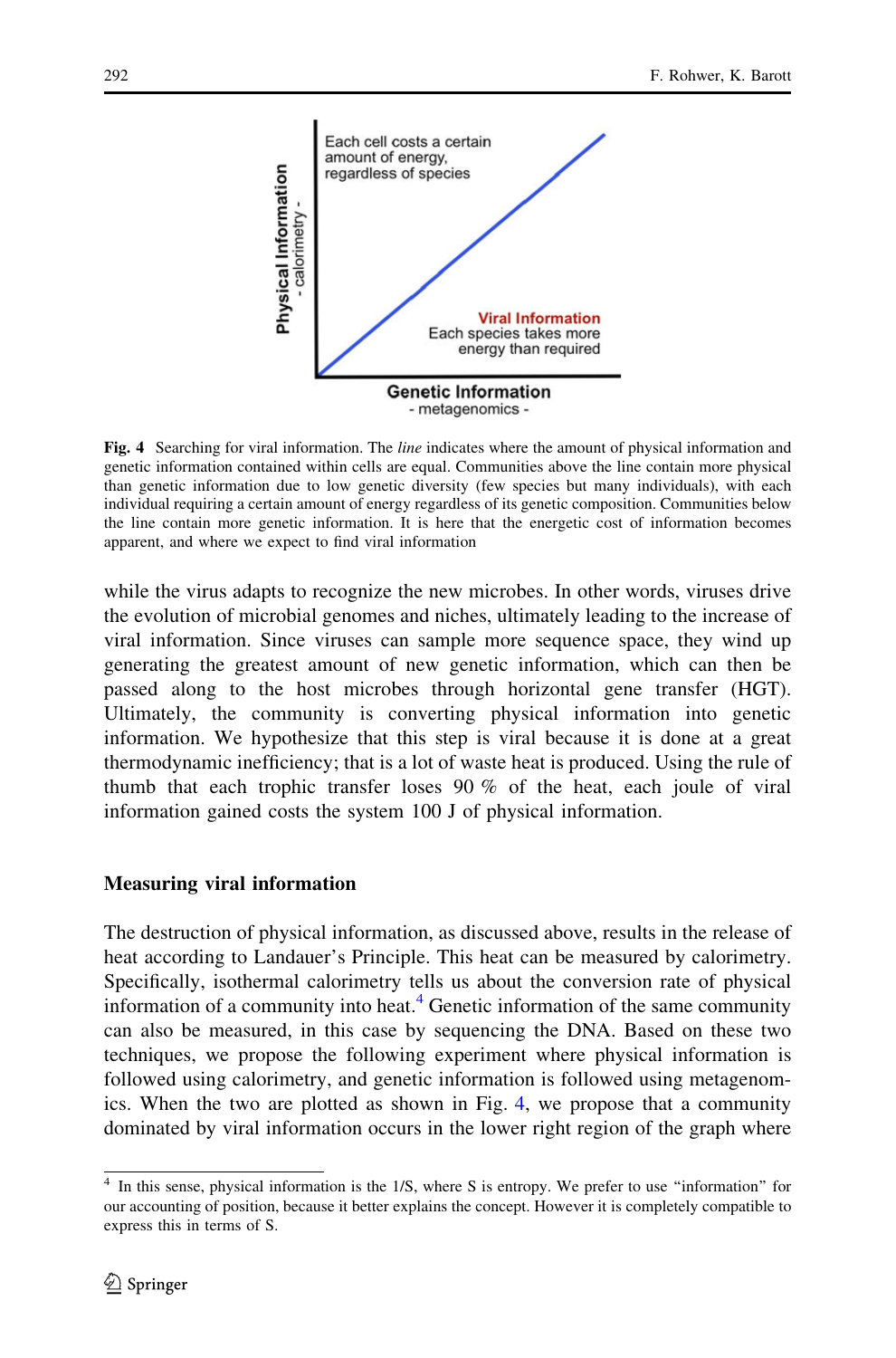Fig. 4 Searching for viral information. The *line* indicates where the amount of physical information and genetic information contained within cells are equal. Communities above the line contain more physical than genetic information due to low genetic diversity (few species but many individuals), with each individual requiring a certain amount of energy regardless of its genetic composition. Communities below the line contain more genetic information. It is here that the energetic cost of information becomes apparent, and where we expect to find viral information

while the virus adapts to recognize the new microbes. In other words, viruses drive the evolution of microbial genomes and niches, ultimately leading to the increase of viral information. Since viruses can sample more sequence space, they wind up generating the greatest amount of new genetic information, which can then be passed along to the host microbes through horizontal gene transfer (HGT). Ultimately, the community is converting physical information into genetic information. We hypothesize that this step is viral because it is done at a great thermodynamic inefficiency; that is a lot of waste heat is produced. Using the rule of thumb that each trophic transfer loses 90 % of the heat, each joule of viral information gained costs the system 100 J of physical information.

## Measuring viral information

The destruction of physical information, as discussed above, results in the release of heat according to Landauer's Principle. This heat can be measured by calorimetry. Specifically, isothermal calorimetry tells us about the conversion rate of physical information of a community into heat.[4] Genetic information of the same community can also be measured, in this case by sequencing the DNA. Based on these two techniques, we propose the following experiment where physical information is followed using calorimetry, and genetic information is followed using metagenomics. When the two are plotted as shown in Fig. 4, we propose that a community dominated by viral information occurs in the lower right region of the graph where

[4] In this sense, physical information is the 1/S, where S is entropy. We prefer to use "information" for our accounting of position, because it better explains the concept. However it is completely compatible to express this in terms of S.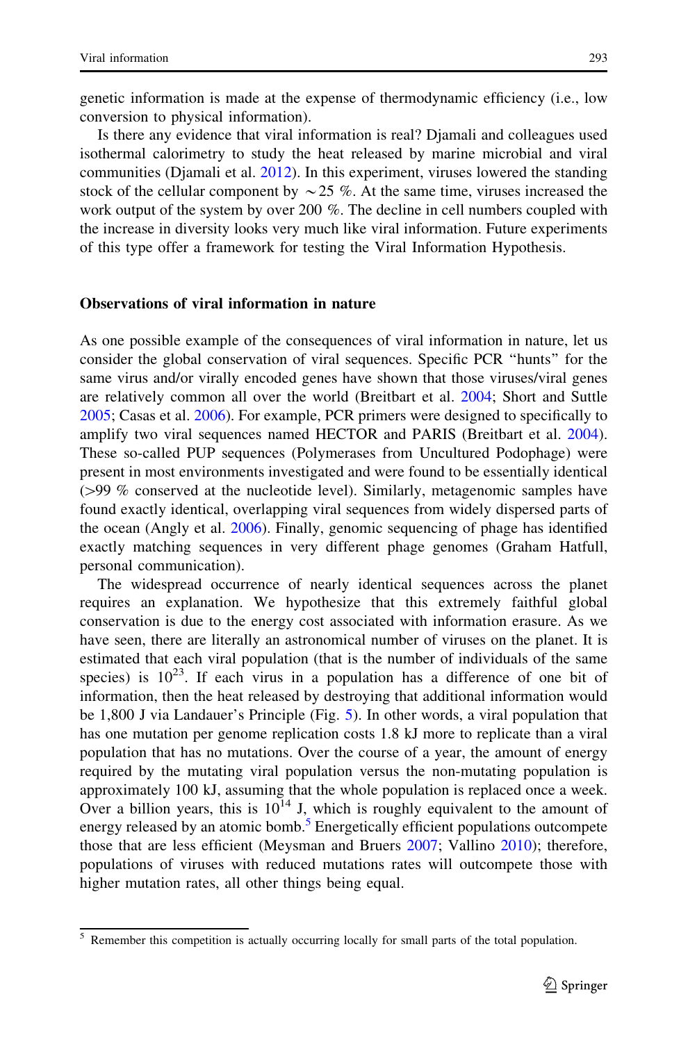genetic information is made at the expense of thermodynamic efficiency (i.e., low conversion to physical information).

Is there any evidence that viral information is real? Djamali and colleagues used isothermal calorimetry to study the heat released by marine microbial and viral communities (Djamali et al. 2012). In this experiment, viruses lowered the standing stock of the cellular component by $\sim$25 %. At the same time, viruses increased the work output of the system by over 200 %. The decline in cell numbers coupled with the increase in diversity looks very much like viral information. Future experiments of this type offer a framework for testing the Viral Information Hypothesis.

## Observations of viral information in nature

As one possible example of the consequences of viral information in nature, let us consider the global conservation of viral sequences. Specific PCR "hunts" for the same virus and/or virally encoded genes have shown that those viruses/viral genes are relatively common all over the world (Breitbart et al. 2004; Short and Suttle 2005; Casas et al. 2006). For example, PCR primers were designed to specifically to amplify two viral sequences named HECTOR and PARIS (Breitbart et al. 2004). These so-called PUP sequences (Polymerases from Uncultured Podophage) were present in most environments investigated and were found to be essentially identical (>99 % conserved at the nucleotide level). Similarly, metagenomic samples have found exactly identical, overlapping viral sequences from widely dispersed parts of the ocean (Angly et al. 2006). Finally, genomic sequencing of phage has identified exactly matching sequences in very different phage genomes (Graham Hatfull, personal communication).

The widespread occurrence of nearly identical sequences across the planet requires an explanation. We hypothesize that this extremely faithful global conservation is due to the energy cost associated with information erasure. As we have seen, there are literally an astronomical number of viruses on the planet. It is estimated that each viral population (that is the number of individuals of the same species) is $10^{23}$. If each virus in a population has a difference of one bit of information, then the heat released by destroying that additional information would be 1,800 J via Landauer's Principle (Fig. 5). In other words, a viral population that has one mutation per genome replication costs 1.8 kJ more to replicate than a viral population that has no mutations. Over the course of a year, the amount of energy required by the mutating viral population versus the non-mutating population is approximately 100 kJ, assuming that the whole population is replaced once a week. Over a billion years, this is $10^{14}$ J, which is roughly equivalent to the amount of energy released by an atomic bomb.[5] Energetically efficient populations outcompete those that are less efficient (Meysman and Bruers 2007; Vallino 2010); therefore, populations of viruses with reduced mutations rates will outcompete those with higher mutation rates, all other things being equal.

[5] Remember this competition is actually occurring locally for small parts of the total population.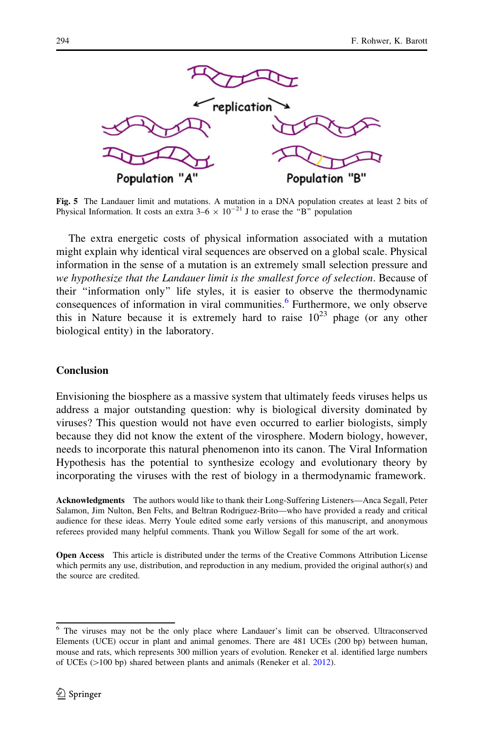**Fig. 5** The Landauer limit and mutations. A mutation in a DNA population creates at least 2 bits of Physical Information. It costs an extra 3–6 $\times$ $10^{-21}$ J to erase the "B" population

The extra energetic costs of physical information associated with a mutation might explain why identical viral sequences are observed on a global scale. Physical information in the sense of a mutation is an extremely small selection pressure and *we hypothesize that the Landauer limit is the smallest force of selection*. Because of their "information only" life styles, it is easier to observe the thermodynamic consequences of information in viral communities.[6] Furthermore, we only observe this in Nature because it is extremely hard to raise $10^{23}$ phage (or any other biological entity) in the laboratory.

## Conclusion

Envisioning the biosphere as a massive system that ultimately feeds viruses helps us address a major outstanding question: why is biological diversity dominated by viruses? This question would not have even occurred to earlier biologists, simply because they did not know the extent of the virosphere. Modern biology, however, needs to incorporate this natural phenomenon into its canon. The Viral Information Hypothesis has the potential to synthesize ecology and evolutionary theory by incorporating the viruses with the rest of biology in a thermodynamic framework.

**Acknowledgments** The authors would like to thank their Long-Suffering Listeners—Anca Segall, Peter Salamon, Jim Nulton, Ben Felts, and Beltran Rodriguez-Brito—who have provided a ready and critical audience for these ideas. Merry Youle edited some early versions of this manuscript, and anonymous referees provided many helpful comments. Thank you Willow Segall for some of the art work.

**Open Access** This article is distributed under the terms of the Creative Commons Attribution License which permits any use, distribution, and reproduction in any medium, provided the original author(s) and the source are credited.

---

[6] The viruses may not be the only place where Landauer's limit can be observed. Ultraconserved Elements (UCE) occur in plant and animal genomes. There are 481 UCEs (200 bp) between human, mouse and rats, which represents 300 million years of evolution. Reneker et al. identified large numbers of UCEs (>100 bp) shared between plants and animals (Reneker et al. 2012).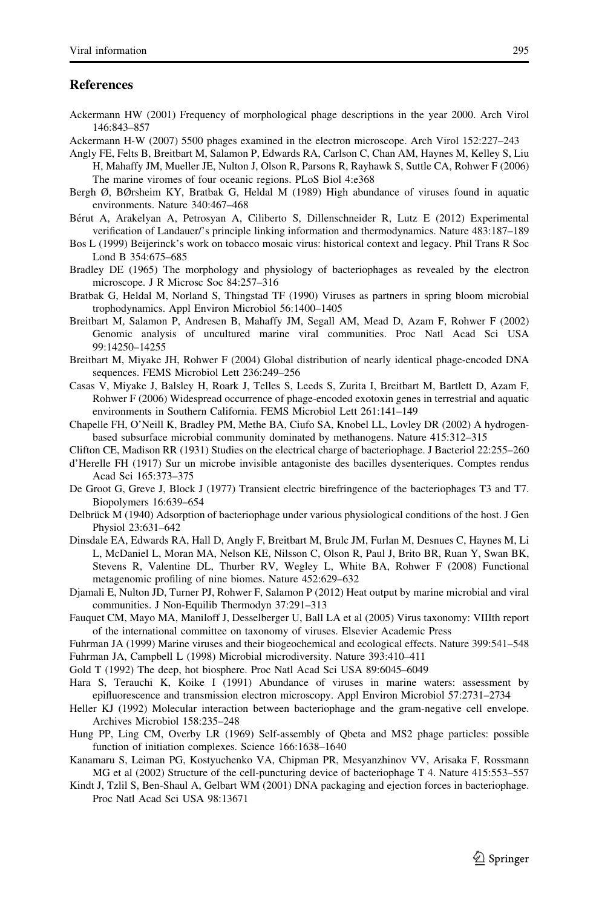## References

Ackermann HW (2001) Frequency of morphological phage descriptions in the year 2000. Arch Virol 146:843–857

Ackermann H-W (2007) 5500 phages examined in the electron microscope. Arch Virol 152:227–243

Angly FE, Felts B, Breitbart M, Salamon P, Edwards RA, Carlson C, Chan AM, Haynes M, Kelley S, Liu H, Mahaffy JM, Mueller JE, Nulton J, Olson R, Parsons R, Rayhawk S, Suttle CA, Rohwer F (2006) The marine viromes of four oceanic regions. PLoS Biol 4:e368

Bergh Ø, BØrsheim KY, Bratbak G, Heldal M (1989) High abundance of viruses found in aquatic environments. Nature 340:467–468

Bérut A, Arakelyan A, Petrosyan A, Ciliberto S, Dillenschneider R, Lutz E (2012) Experimental verification of Landauer/'s principle linking information and thermodynamics. Nature 483:187–189

Bos L (1999) Beijerinck's work on tobacco mosaic virus: historical context and legacy. Phil Trans R Soc Lond B 354:675–685

Bradley DE (1965) The morphology and physiology of bacteriophages as revealed by the electron microscope. J R Microsc Soc 84:257–316

Bratbak G, Heldal M, Norland S, Thingstad TF (1990) Viruses as partners in spring bloom microbial trophodynamics. Appl Environ Microbiol 56:1400–1405

Breitbart M, Salamon P, Andresen B, Mahaffy JM, Segall AM, Mead D, Azam F, Rohwer F (2002) Genomic analysis of uncultured marine viral communities. Proc Natl Acad Sci USA 99:14250–14255

Breitbart M, Miyake JH, Rohwer F (2004) Global distribution of nearly identical phage-encoded DNA sequences. FEMS Microbiol Lett 236:249–256

Casas V, Miyake J, Balsley H, Roark J, Telles S, Leeds S, Zurita I, Breitbart M, Bartlett D, Azam F, Rohwer F (2006) Widespread occurrence of phage-encoded exotoxin genes in terrestrial and aquatic environments in Southern California. FEMS Microbiol Lett 261:141–149

Chapelle FH, O'Neill K, Bradley PM, Methe BA, Ciufo SA, Knobel LL, Lovley DR (2002) A hydrogen-based subsurface microbial community dominated by methanogens. Nature 415:312–315

Clifton CE, Madison RR (1931) Studies on the electrical charge of bacteriophage. J Bacteriol 22:255–260

d'Herelle FH (1917) Sur un microbe invisible antagoniste des bacilles dysenteriques. Comptes rendus Acad Sci 165:373–375

De Groot G, Greve J, Block J (1977) Transient electric birefringence of the bacteriophages T3 and T7. Biopolymers 16:639–654

Delbrück M (1940) Adsorption of bacteriophage under various physiological conditions of the host. J Gen Physiol 23:631–642

Dinsdale EA, Edwards RA, Hall D, Angly F, Breitbart M, Brulc JM, Furlan M, Desnues C, Haynes M, Li L, McDaniel L, Moran MA, Nelson KE, Nilsson C, Olson R, Paul J, Brito BR, Ruan Y, Swan BK, Stevens R, Valentine DL, Thurber RV, Wegley L, White BA, Rohwer F (2008) Functional metagenomic profiling of nine biomes. Nature 452:629–632

Djamali E, Nulton JD, Turner PJ, Rohwer F, Salamon P (2012) Heat output by marine microbial and viral communities. J Non-Equilib Thermodyn 37:291–313

Fauquet CM, Mayo MA, Maniloff J, Desselberger U, Ball LA et al (2005) Virus taxonomy: VIIIth report of the international committee on taxonomy of viruses. Elsevier Academic Press

Fuhrman JA (1999) Marine viruses and their biogeochemical and ecological effects. Nature 399:541–548

Fuhrman JA, Campbell L (1998) Microbial microdiversity. Nature 393:410–411

Gold T (1992) The deep, hot biosphere. Proc Natl Acad Sci USA 89:6045–6049

Hara S, Terauchi K, Koike I (1991) Abundance of viruses in marine waters: assessment by epifluorescence and transmission electron microscopy. Appl Environ Microbiol 57:2731–2734

Heller KJ (1992) Molecular interaction between bacteriophage and the gram-negative cell envelope. Archives Microbiol 158:235–248

Hung PP, Ling CM, Overby LR (1969) Self-assembly of Qbeta and MS2 phage particles: possible function of initiation complexes. Science 166:1638–1640

Kanamaru S, Leiman PG, Kostyuchenko VA, Chipman PR, Mesyanzhinov VV, Arisaka F, Rossmann MG et al (2002) Structure of the cell-puncturing device of bacteriophage T 4. Nature 415:553–557

Kindt J, Tzlil S, Ben-Shaul A, Gelbart WM (2001) DNA packaging and ejection forces in bacteriophage. Proc Natl Acad Sci USA 98:13671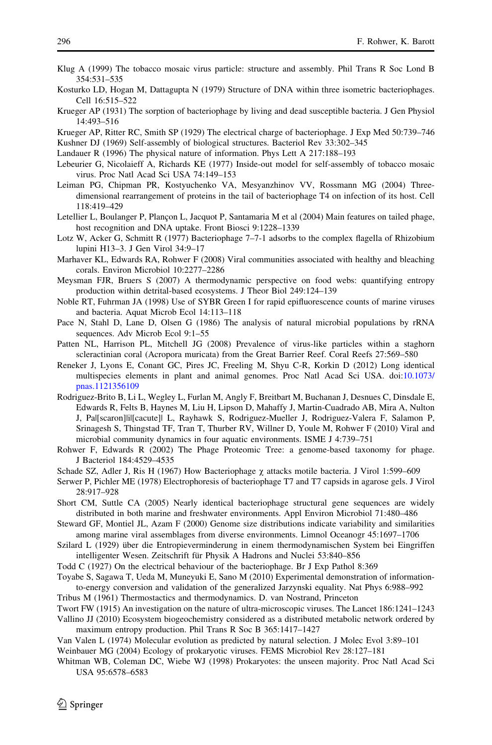Klug A (1999) The tobacco mosaic virus particle: structure and assembly. Phil Trans R Soc Lond B 354:531–535

Kosturko LD, Hogan M, Dattagupta N (1979) Structure of DNA within three isometric bacteriophages. Cell 16:515–522

Krueger AP (1931) The sorption of bacteriophage by living and dead susceptible bacteria. J Gen Physiol 14:493–516

Krueger AP, Ritter RC, Smith SP (1929) The electrical charge of bacteriophage. J Exp Med 50:739–746

Kushner DJ (1969) Self-assembly of biological structures. Bacteriol Rev 33:302–345

Landauer R (1996) The physical nature of information. Phys Lett A 217:188–193

Lebeurier G, Nicolaieff A, Richards KE (1977) Inside-out model for self-assembly of tobacco mosaic virus. Proc Natl Acad Sci USA 74:149–153

Leiman PG, Chipman PR, Kostyuchenko VA, Mesyanzhinov VV, Rossmann MG (2004) Three-dimensional rearrangement of proteins in the tail of bacteriophage T4 on infection of its host. Cell 118:419–429

Letellier L, Boulanger P, Plançon L, Jacquot P, Santamaria M et al (2004) Main features on tailed phage, host recognition and DNA uptake. Front Biosci 9:1228–1339

Lotz W, Acker G, Schmitt R (1977) Bacteriophage 7–7-1 adsorbs to the complex flagella of Rhizobium lupini H13–3. J Gen Virol 34:9–17

Marhaver KL, Edwards RA, Rohwer F (2008) Viral communities associated with healthy and bleaching corals. Environ Microbiol 10:2277–2286

Meysman FJR, Bruers S (2007) A thermodynamic perspective on food webs: quantifying entropy production within detrital-based ecosystems. J Theor Biol 249:124–139

Noble RT, Fuhrman JA (1998) Use of SYBR Green I for rapid epifluorescence counts of marine viruses and bacteria. Aquat Microb Ecol 14:113–118

Pace N, Stahl D, Lane D, Olsen G (1986) The analysis of natural microbial populations by rRNA sequences. Adv Microb Ecol 9:1–55

Patten NL, Harrison PL, Mitchell JG (2008) Prevalence of virus-like particles within a staghorn scleractinian coral (Acropora muricata) from the Great Barrier Reef. Coral Reefs 27:569–580

Reneker J, Lyons E, Conant GC, Pires JC, Freeling M, Shyu C-R, Korkin D (2012) Long identical multispecies elements in plant and animal genomes. Proc Natl Acad Sci USA. doi:10.1073/pnas.1121356109

Rodriguez-Brito B, Li L, Wegley L, Furlan M, Angly F, Breitbart M, Buchanan J, Desnues C, Dinsdale E, Edwards R, Felts B, Haynes M, Liu H, Lipson D, Mahaffy J, Martin-Cuadrado AB, Mira A, Nulton J, Pal[scaron]li[cacute]l L, Rayhawk S, Rodriguez-Mueller J, Rodriguez-Valera F, Salamon P, Srinagesh S, Thingstad TF, Tran T, Thurber RV, Willner D, Youle M, Rohwer F (2010) Viral and microbial community dynamics in four aquatic environments. ISME J 4:739–751

Rohwer F, Edwards R (2002) The Phage Proteomic Tree: a genome-based taxonomy for phage. J Bacteriol 184:4529–4535

Schade SZ, Adler J, Ris H (1967) How Bacteriophage χ attacks motile bacteria. J Virol 1:599–609

Serwer P, Pichler ME (1978) Electrophoresis of bacteriophage T7 and T7 capsids in agarose gels. J Virol 28:917–928

Short CM, Suttle CA (2005) Nearly identical bacteriophage structural gene sequences are widely distributed in both marine and freshwater environments. Appl Environ Microbiol 71:480–486

Steward GF, Montiel JL, Azam F (2000) Genome size distributions indicate variability and similarities among marine viral assemblages from diverse environments. Limnol Oceanogr 45:1697–1706

Szilard L (1929) über die Entropieverminderung in einem thermodynamischen System bei Eingriffen intelligenter Wesen. Zeitschrift für Physik A Hadrons and Nuclei 53:840–856

Todd C (1927) On the electrical behaviour of the bacteriophage. Br J Exp Pathol 8:369

Toyabe S, Sagawa T, Ueda M, Muneyuki E, Sano M (2010) Experimental demonstration of information-to-energy conversion and validation of the generalized Jarzynski equality. Nat Phys 6:988–992

Tribus M (1961) Thermostactics and thermodynamics. D. van Nostrand, Princeton

Twort FW (1915) An investigation on the nature of ultra-microscopic viruses. The Lancet 186:1241–1243

Vallino JJ (2010) Ecosystem biogeochemistry considered as a distributed metabolic network ordered by maximum entropy production. Phil Trans R Soc B 365:1417–1427

Van Valen L (1974) Molecular evolution as predicted by natural selection. J Molec Evol 3:89–101

Weinbauer MG (2004) Ecology of prokaryotic viruses. FEMS Microbiol Rev 28:127–181

Whitman WB, Coleman DC, Wiebe WJ (1998) Prokaryotes: the unseen majority. Proc Natl Acad Sci USA 95:6578–6583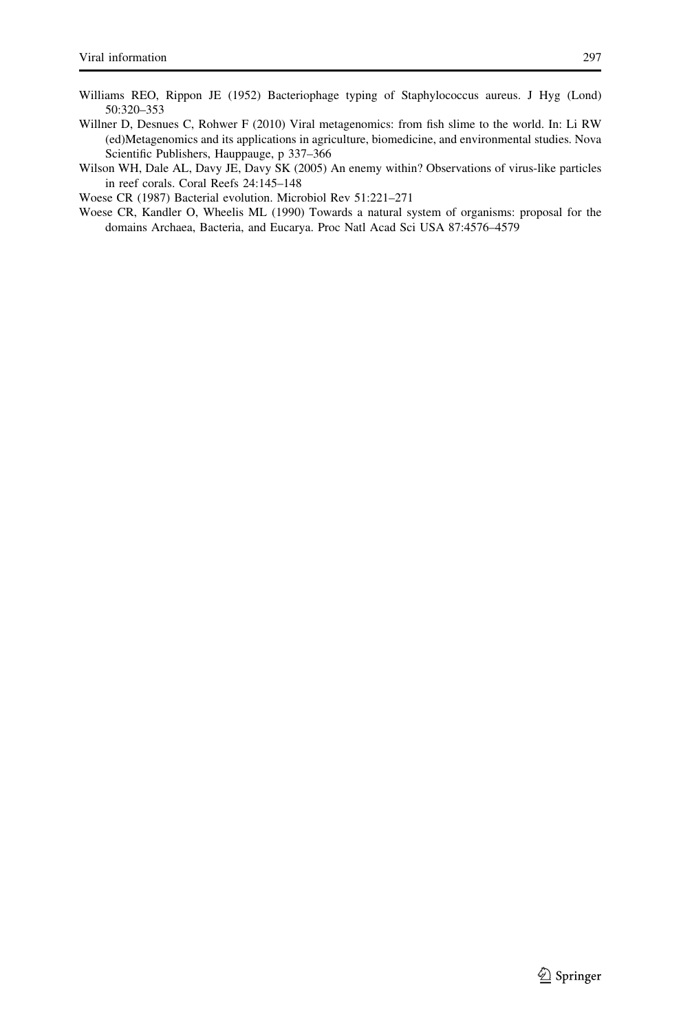Williams REO, Rippon JE (1952) Bacteriophage typing of Staphylococcus aureus. J Hyg (Lond) 50:320–353

Willner D, Desnues C, Rohwer F (2010) Viral metagenomics: from fish slime to the world. In: Li RW (ed)Metagenomics and its applications in agriculture, biomedicine, and environmental studies. Nova Scientific Publishers, Hauppauge, p 337–366

Wilson WH, Dale AL, Davy JE, Davy SK (2005) An enemy within? Observations of virus-like particles in reef corals. Coral Reefs 24:145–148

Woese CR (1987) Bacterial evolution. Microbiol Rev 51:221–271

Woese CR, Kandler O, Wheelis ML (1990) Towards a natural system of organisms: proposal for the domains Archaea, Bacteria, and Eucarya. Proc Natl Acad Sci USA 87:4576–4579